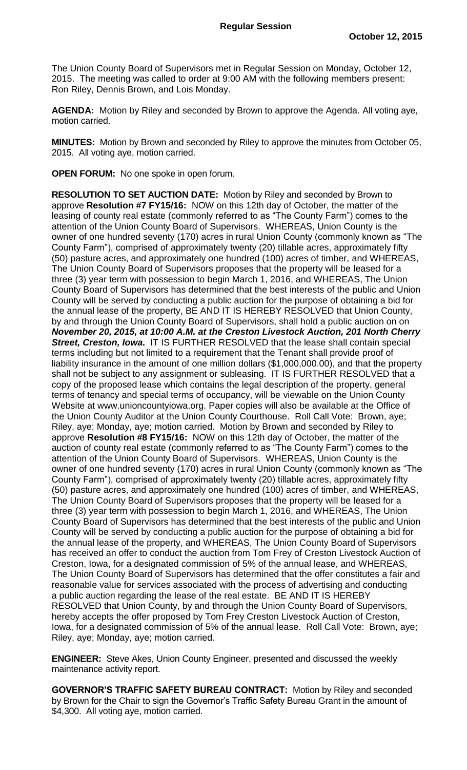**Regular Session**

**October 12, 2015**

The Union County Board of Supervisors met in Regular Session on Monday, October 12, 2015. The meeting was called to order at 9:00 AM with the following members present: Ron Riley, Dennis Brown, and Lois Monday.

**AGENDA:** Motion by Riley and seconded by Brown to approve the Agenda. All voting aye, motion carried.

**MINUTES:** Motion by Brown and seconded by Riley to approve the minutes from October 05, 2015. All voting aye, motion carried.

**OPEN FORUM:** No one spoke in open forum.

**RESOLUTION TO SET AUCTION DATE:** Motion by Riley and seconded by Brown to approve **Resolution #7 FY15/16:** NOW on this 12th day of October, the matter of the leasing of county real estate (commonly referred to as "The County Farm") comes to the attention of the Union County Board of Supervisors. WHEREAS, Union County is the owner of one hundred seventy (170) acres in rural Union County (commonly known as "The County Farm"), comprised of approximately twenty (20) tillable acres, approximately fifty (50) pasture acres, and approximately one hundred (100) acres of timber, and WHEREAS, The Union County Board of Supervisors proposes that the property will be leased for a three (3) year term with possession to begin March 1, 2016, and WHEREAS, The Union County Board of Supervisors has determined that the best interests of the public and Union County will be served by conducting a public auction for the purpose of obtaining a bid for the annual lease of the property, BE AND IT IS HEREBY RESOLVED that Union County, by and through the Union County Board of Supervisors, shall hold a public auction on on ***November 20, 2015, at 10:00 A.M. at the Creston Livestock Auction, 201 North Cherry Street, Creston, Iowa.*** IT IS FURTHER RESOLVED that the lease shall contain special terms including but not limited to a requirement that the Tenant shall provide proof of liability insurance in the amount of one million dollars ($1,000,000.00), and that the property shall not be subject to any assignment or subleasing. IT IS FURTHER RESOLVED that a copy of the proposed lease which contains the legal description of the property, general terms of tenancy and special terms of occupancy, will be viewable on the Union County Website at www.unioncountyiowa.org. Paper copies will also be available at the Office of the Union County Auditor at the Union County Courthouse. Roll Call Vote: Brown, aye; Riley, aye; Monday, aye; motion carried. Motion by Brown and seconded by Riley to approve **Resolution #8 FY15/16:** NOW on this 12th day of October, the matter of the auction of county real estate (commonly referred to as "The County Farm") comes to the attention of the Union County Board of Supervisors. WHEREAS, Union County is the owner of one hundred seventy (170) acres in rural Union County (commonly known as "The County Farm"), comprised of approximately twenty (20) tillable acres, approximately fifty (50) pasture acres, and approximately one hundred (100) acres of timber, and WHEREAS, The Union County Board of Supervisors proposes that the property will be leased for a three (3) year term with possession to begin March 1, 2016, and WHEREAS, The Union County Board of Supervisors has determined that the best interests of the public and Union County will be served by conducting a public auction for the purpose of obtaining a bid for the annual lease of the property, and WHEREAS, The Union County Board of Supervisors has received an offer to conduct the auction from Tom Frey of Creston Livestock Auction of Creston, Iowa, for a designated commission of 5% of the annual lease, and WHEREAS, The Union County Board of Supervisors has determined that the offer constitutes a fair and reasonable value for services associated with the process of advertising and conducting a public auction regarding the lease of the real estate. BE AND IT IS HEREBY RESOLVED that Union County, by and through the Union County Board of Supervisors, hereby accepts the offer proposed by Tom Frey Creston Livestock Auction of Creston, Iowa, for a designated commission of 5% of the annual lease. Roll Call Vote: Brown, aye; Riley, aye; Monday, aye; motion carried.

**ENGINEER:** Steve Akes, Union County Engineer, presented and discussed the weekly maintenance activity report.

**GOVERNOR'S TRAFFIC SAFETY BUREAU CONTRACT:** Motion by Riley and seconded by Brown for the Chair to sign the Governor's Traffic Safety Bureau Grant in the amount of $4,300. All voting aye, motion carried.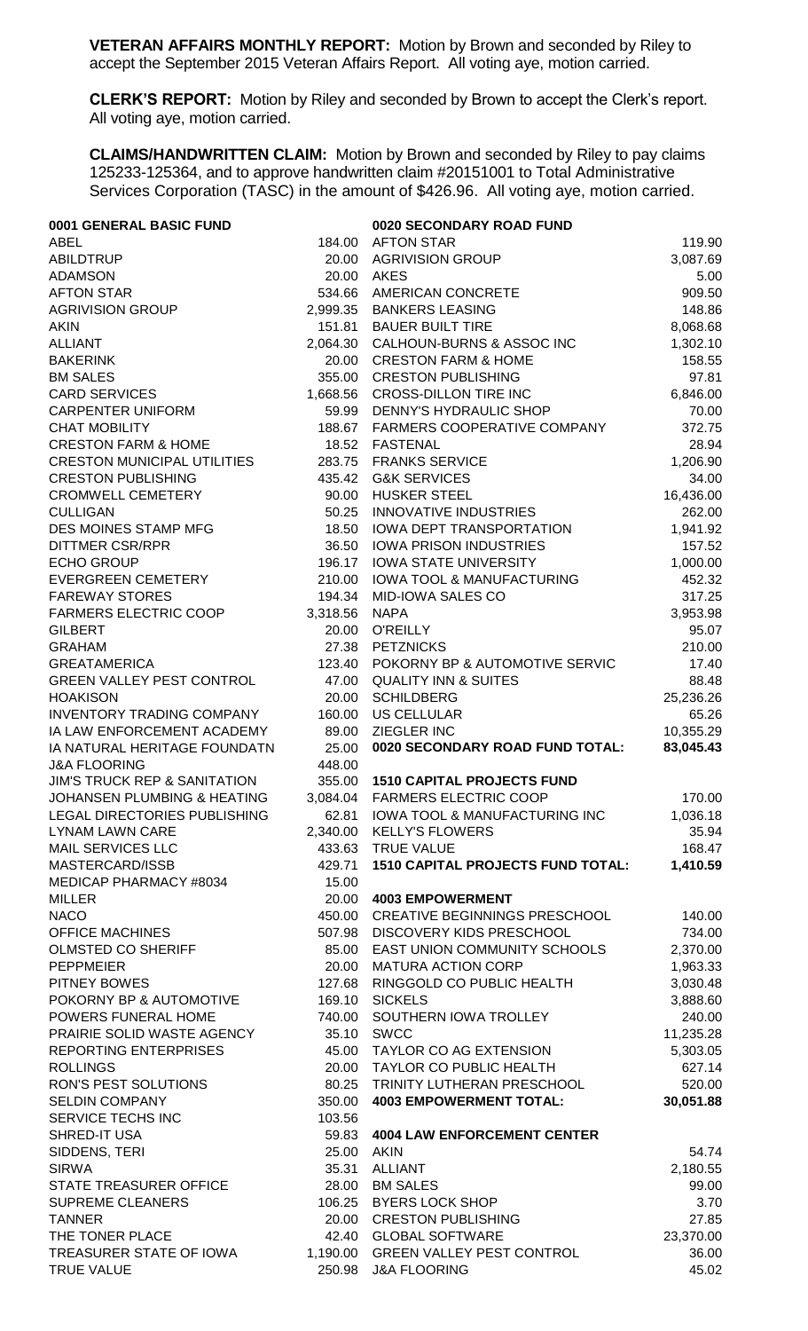**VETERAN AFFAIRS MONTHLY REPORT:** Motion by Brown and seconded by Riley to accept the September 2015 Veteran Affairs Report. All voting aye, motion carried.

**CLERK'S REPORT:** Motion by Riley and seconded by Brown to accept the Clerk's report. All voting aye, motion carried.

**CLAIMS/HANDWRITTEN CLAIM:** Motion by Brown and seconded by Riley to pay claims 125233-125364, and to approve handwritten claim #20151001 to Total Administrative Services Corporation (TASC) in the amount of $426.96. All voting aye, motion carried.

| **0001 GENERAL BASIC FUND** | |
|---|---|
| ABEL | 184.00 |
| ABILDTRUP | 20.00 |
| ADAMSON | 20.00 |
| AFTON STAR | 534.66 |
| AGRIVISION GROUP | 2,999.35 |
| AKIN | 151.81 |
| ALLIANT | 2,064.30 |
| BAKERINK | 20.00 |
| BM SALES | 355.00 |
| CARD SERVICES | 1,668.56 |
| CARPENTER UNIFORM | 59.99 |
| CHAT MOBILITY | 188.67 |
| CRESTON FARM & HOME | 18.52 |
| CRESTON MUNICIPAL UTILITIES | 283.75 |
| CRESTON PUBLISHING | 435.42 |
| CROMWELL CEMETERY | 90.00 |
| CULLIGAN | 50.25 |
| DES MOINES STAMP MFG | 18.50 |
| DITTMER CSR/RPR | 36.50 |
| ECHO GROUP | 196.17 |
| EVERGREEN CEMETERY | 210.00 |
| FAREWAY STORES | 194.34 |
| FARMERS ELECTRIC COOP | 3,318.56 |
| GILBERT | 20.00 |
| GRAHAM | 27.38 |
| GREATAMERICA | 123.40 |
| GREEN VALLEY PEST CONTROL | 47.00 |
| HOAKISON | 20.00 |
| INVENTORY TRADING COMPANY | 160.00 |
| IA LAW ENFORCEMENT ACADEMY | 89.00 |
| IA NATURAL HERITAGE FOUNDATN | 25.00 |
| J&A FLOORING | 448.00 |
| JIM'S TRUCK REP & SANITATION | 355.00 |
| JOHANSEN PLUMBING & HEATING | 3,084.04 |
| LEGAL DIRECTORIES PUBLISHING | 62.81 |
| LYNAM LAWN CARE | 2,340.00 |
| MAIL SERVICES LLC | 433.63 |
| MASTERCARD/ISSB | 429.71 |
| MEDICAP PHARMACY #8034 | 15.00 |
| MILLER | 20.00 |
| NACO | 450.00 |
| OFFICE MACHINES | 507.98 |
| OLMSTED CO SHERIFF | 85.00 |
| PEPPMEIER | 20.00 |
| PITNEY BOWES | 127.68 |
| POKORNY BP & AUTOMOTIVE | 169.10 |
| POWERS FUNERAL HOME | 740.00 |
| PRAIRIE SOLID WASTE AGENCY | 35.10 |
| REPORTING ENTERPRISES | 45.00 |
| ROLLINGS | 20.00 |
| RON'S PEST SOLUTIONS | 80.25 |
| SELDIN COMPANY | 350.00 |
| SERVICE TECHS INC | 103.56 |
| SHRED-IT USA | 59.83 |
| SIDDENS, TERI | 25.00 |
| SIRWA | 35.31 |
| STATE TREASURER OFFICE | 28.00 |
| SUPREME CLEANERS | 106.25 |
| TANNER | 20.00 |
| THE TONER PLACE | 42.40 |
| TREASURER STATE OF IOWA | 1,190.00 |
| TRUE VALUE | 250.98 |

| **0020 SECONDARY ROAD FUND** | |
|---|---|
| AFTON STAR | 119.90 |
| AGRIVISION GROUP | 3,087.69 |
| AKES | 5.00 |
| AMERICAN CONCRETE | 909.50 |
| BANKERS LEASING | 148.86 |
| BAUER BUILT TIRE | 8,068.68 |
| CALHOUN-BURNS & ASSOC INC | 1,302.10 |
| CRESTON FARM & HOME | 158.55 |
| CRESTON PUBLISHING | 97.81 |
| CROSS-DILLON TIRE INC | 6,846.00 |
| DENNY'S HYDRAULIC SHOP | 70.00 |
| FARMERS COOPERATIVE COMPANY | 372.75 |
| FASTENAL | 28.94 |
| FRANKS SERVICE | 1,206.90 |
| G&K SERVICES | 34.00 |
| HUSKER STEEL | 16,436.00 |
| INNOVATIVE INDUSTRIES | 262.00 |
| IOWA DEPT TRANSPORTATION | 1,941.92 |
| IOWA PRISON INDUSTRIES | 157.52 |
| IOWA STATE UNIVERSITY | 1,000.00 |
| IOWA TOOL & MANUFACTURING | 452.32 |
| MID-IOWA SALES CO | 317.25 |
| NAPA | 3,953.98 |
| O'REILLY | 95.07 |
| PETZNICKS | 210.00 |
| POKORNY BP & AUTOMOTIVE SERVIC | 17.40 |
| QUALITY INN & SUITES | 88.48 |
| SCHILDBERG | 25,236.26 |
| US CELLULAR | 65.26 |
| ZIEGLER INC | 10,355.29 |
| **0020 SECONDARY ROAD FUND TOTAL:** | **83,045.43** |

| **1510 CAPITAL PROJECTS FUND** | |
|---|---|
| FARMERS ELECTRIC COOP | 170.00 |
| IOWA TOOL & MANUFACTURING INC | 1,036.18 |
| KELLY'S FLOWERS | 35.94 |
| TRUE VALUE | 168.47 |
| **1510 CAPITAL PROJECTS FUND TOTAL:** | **1,410.59** |

| **4003 EMPOWERMENT** | |
|---|---|
| CREATIVE BEGINNINGS PRESCHOOL | 140.00 |
| DISCOVERY KIDS PRESCHOOL | 734.00 |
| EAST UNION COMMUNITY SCHOOLS | 2,370.00 |
| MATURA ACTION CORP | 1,963.33 |
| RINGGOLD CO PUBLIC HEALTH | 3,030.48 |
| SICKELS | 3,888.60 |
| SOUTHERN IOWA TROLLEY | 240.00 |
| SWCC | 11,235.28 |
| TAYLOR CO AG EXTENSION | 5,303.05 |
| TAYLOR CO PUBLIC HEALTH | 627.14 |
| TRINITY LUTHERAN PRESCHOOL | 520.00 |
| **4003 EMPOWERMENT TOTAL:** | **30,051.88** |

| **4004 LAW ENFORCEMENT CENTER** | |
|---|---|
| AKIN | 54.74 |
| ALLIANT | 2,180.55 |
| BM SALES | 99.00 |
| BYERS LOCK SHOP | 3.70 |
| CRESTON PUBLISHING | 27.85 |
| GLOBAL SOFTWARE | 23,370.00 |
| GREEN VALLEY PEST CONTROL | 36.00 |
| J&A FLOORING | 45.02 |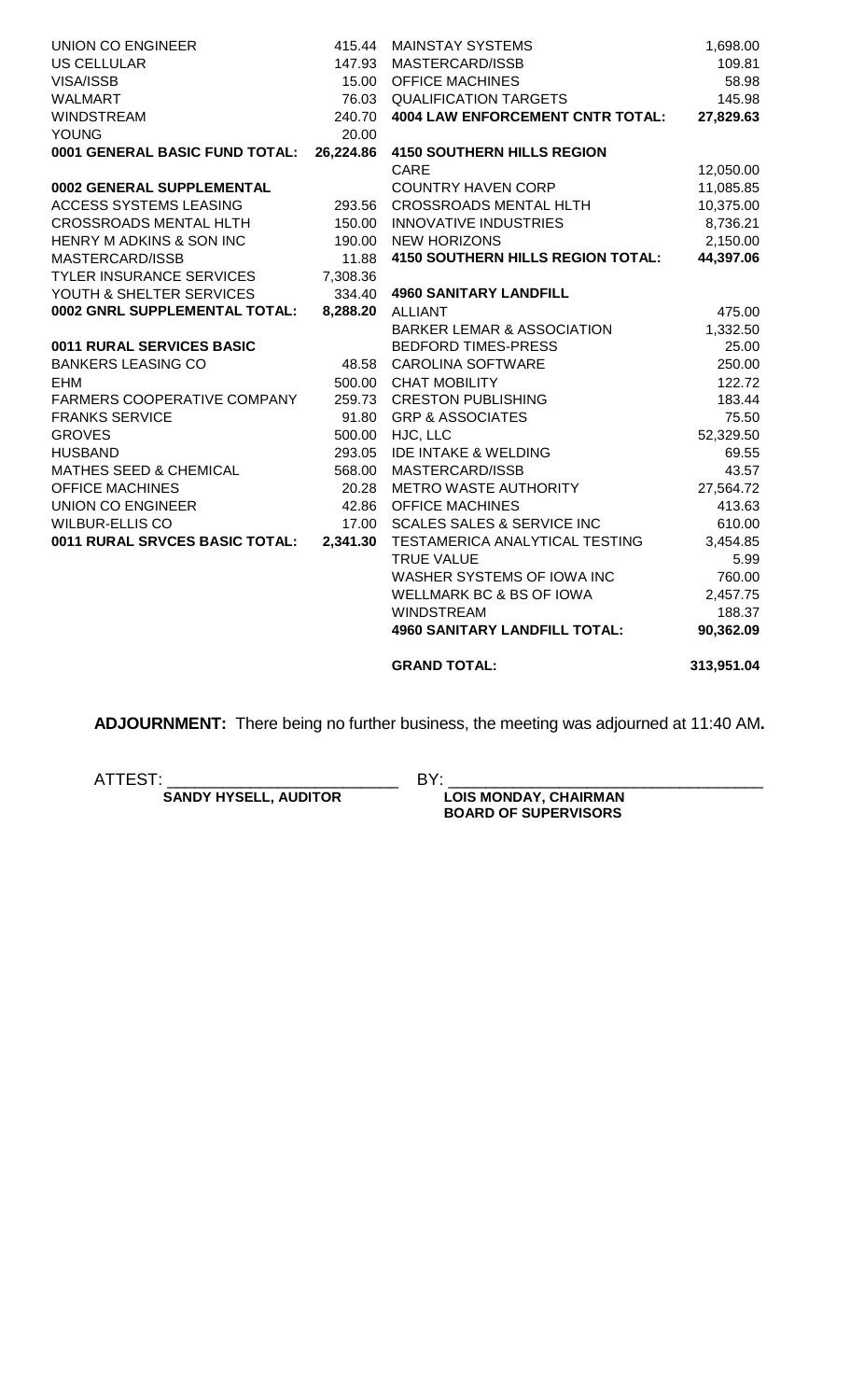| | |
|---|---|
| UNION CO ENGINEER | 415.44 |
| US CELLULAR | 147.93 |
| VISA/ISSB | 15.00 |
| WALMART | 76.03 |
| WINDSTREAM | 240.70 |
| YOUNG | 20.00 |
| **0001 GENERAL BASIC FUND TOTAL:** | **26,224.86** |
| | |
| **0002 GENERAL SUPPLEMENTAL** | |
| ACCESS SYSTEMS LEASING | 293.56 |
| CROSSROADS MENTAL HLTH | 150.00 |
| HENRY M ADKINS & SON INC | 190.00 |
| MASTERCARD/ISSB | 11.88 |
| TYLER INSURANCE SERVICES | 7,308.36 |
| YOUTH & SHELTER SERVICES | 334.40 |
| **0002 GNRL SUPPLEMENTAL TOTAL:** | **8,288.20** |
| | |
| **0011 RURAL SERVICES BASIC** | |
| BANKERS LEASING CO | 48.58 |
| EHM | 500.00 |
| FARMERS COOPERATIVE COMPANY | 259.73 |
| FRANKS SERVICE | 91.80 |
| GROVES | 500.00 |
| HUSBAND | 293.05 |
| MATHES SEED & CHEMICAL | 568.00 |
| OFFICE MACHINES | 20.28 |
| UNION CO ENGINEER | 42.86 |
| WILBUR-ELLIS CO | 17.00 |
| **0011 RURAL SRVCES BASIC TOTAL:** | **2,341.30** |

| | |
|---|---|
| MAINSTAY SYSTEMS | 1,698.00 |
| MASTERCARD/ISSB | 109.81 |
| OFFICE MACHINES | 58.98 |
| QUALIFICATION TARGETS | 145.98 |
| **4004 LAW ENFORCEMENT CNTR TOTAL:** | **27,829.63** |
| **4150 SOUTHERN HILLS REGION** | |
| CARE | 12,050.00 |
| COUNTRY HAVEN CORP | 11,085.85 |
| CROSSROADS MENTAL HLTH | 10,375.00 |
| INNOVATIVE INDUSTRIES | 8,736.21 |
| NEW HORIZONS | 2,150.00 |
| **4150 SOUTHERN HILLS REGION TOTAL:** | **44,397.06** |
| | |
| **4960 SANITARY LANDFILL** | |
| ALLIANT | 475.00 |
| BARKER LEMAR & ASSOCIATION | 1,332.50 |
| BEDFORD TIMES-PRESS | 25.00 |
| CAROLINA SOFTWARE | 250.00 |
| CHAT MOBILITY | 122.72 |
| CRESTON PUBLISHING | 183.44 |
| GRP & ASSOCIATES | 75.50 |
| HJC, LLC | 52,329.50 |
| IDE INTAKE & WELDING | 69.55 |
| MASTERCARD/ISSB | 43.57 |
| METRO WASTE AUTHORITY | 27,564.72 |
| OFFICE MACHINES | 413.63 |
| SCALES SALES & SERVICE INC | 610.00 |
| TESTAMERICA ANALYTICAL TESTING | 3,454.85 |
| TRUE VALUE | 5.99 |
| WASHER SYSTEMS OF IOWA INC | 760.00 |
| WELLMARK BC & BS OF IOWA | 2,457.75 |
| WINDSTREAM | 188.37 |
| **4960 SANITARY LANDFILL TOTAL:** | **90,362.09** |
| | |
| **GRAND TOTAL:** | **313,951.04** |

**ADJOURNMENT:** There being no further business, the meeting was adjourned at 11:40 AM**.**

ATTEST: ___________________________ BY: ___________________________________

**SANDY HYSELL, AUDITOR**

**LOIS MONDAY, CHAIRMAN**
**BOARD OF SUPERVISORS**